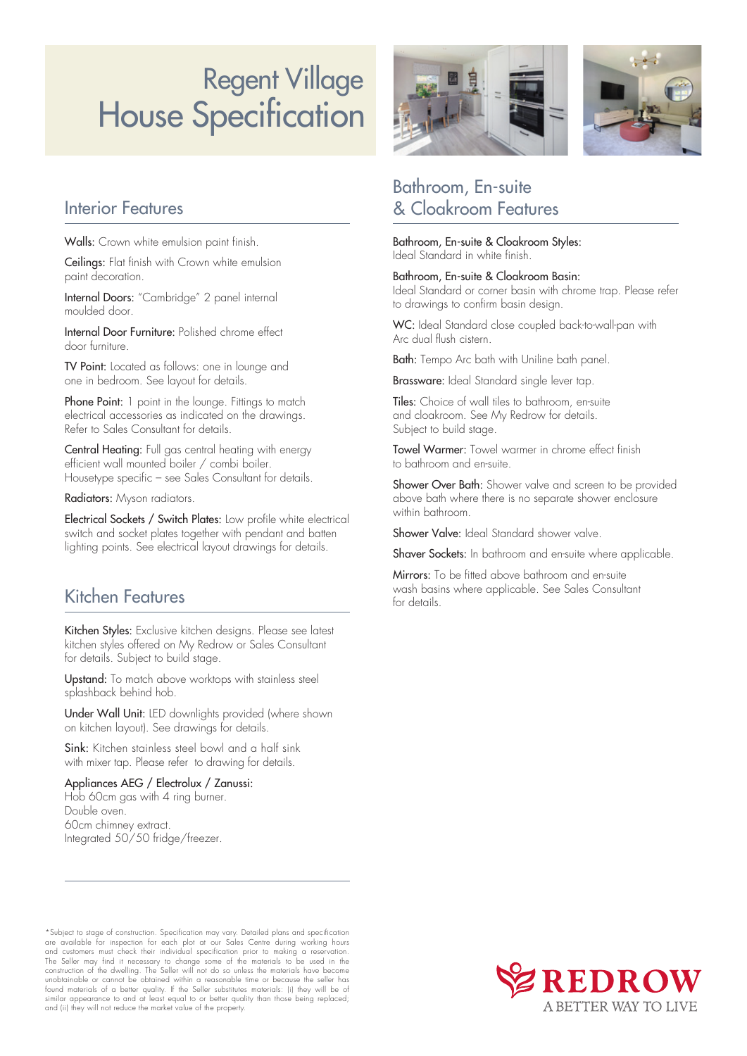# Regent Village House Specification

## Interior Features

**Walls:** Crown white emulsion paint finish.

**Ceilings:** Flat finish with Crown white emulsion paint decoration.

**Internal Doors:** "Cambridge" 2 panel internal moulded door.

**Internal Door Furniture:** Polished chrome effect door furniture.

**TV Point:** Located as follows: one in lounge and one in bedroom. See layout for details.

**Phone Point:** 1 point in the lounge. Fittings to match electrical accessories as indicated on the drawings. Refer to Sales Consultant for details.

**Central Heating:** Full gas central heating with energy efficient wall mounted boiler / combi boiler. Housetype specific – see Sales Consultant for details.

**Radiators:** Myson radiators.

**Electrical Sockets / Switch Plates:** Low profile white electrical switch and socket plates together with pendant and batten lighting points. See electrical layout drawings for details.

## Kitchen Features

**Kitchen Styles:** Exclusive kitchen designs. Please see latest kitchen styles offered on My Redrow or Sales Consultant for details. Subject to build stage.

**Upstand:** To match above worktops with stainless steel splashback behind hob.

**Under Wall Unit:** LED downlights provided (where shown on kitchen layout). See drawings for details.

**Sink:** Kitchen stainless steel bowl and a half sink with mixer tap. Please refer to drawing for details.

**Appliances AEG / Electrolux / Zanussi:**
Hob 60cm gas with 4 ring burner.
Double oven.
60cm chimney extract.
Integrated 50/50 fridge/freezer.

## Bathroom, En-suite & Cloakroom Features

**Bathroom, En-suite & Cloakroom Styles:** Ideal Standard in white finish.

**Bathroom, En-suite & Cloakroom Basin:** Ideal Standard or corner basin with chrome trap. Please refer to drawings to confirm basin design.

**WC:** Ideal Standard close coupled back-to-wall-pan with Arc dual flush cistern.

**Bath:** Tempo Arc bath with Uniline bath panel.

**Brassware:** Ideal Standard single lever tap.

**Tiles:** Choice of wall tiles to bathroom, en-suite and cloakroom. See My Redrow for details. Subject to build stage.

**Towel Warmer:** Towel warmer in chrome effect finish to bathroom and en-suite.

**Shower Over Bath:** Shower valve and screen to be provided above bath where there is no separate shower enclosure within bathroom.

**Shower Valve:** Ideal Standard shower valve.

**Shaver Sockets:** In bathroom and en-suite where applicable.

**Mirrors:** To be fitted above bathroom and en-suite wash basins where applicable. See Sales Consultant for details.

*Subject to stage of construction. Specification may vary. Detailed plans and specification are available for inspection for each plot at our Sales Centre during working hours and customers must check their individual specification prior to making a reservation. The Seller may find it necessary to change some of the materials to be used in the construction of the dwelling. The Seller will not do so unless the materials have become unobtainable or cannot be obtained within a reasonable time or because the seller has found materials of a better quality. If the Seller substitutes materials: (i) they will be of similar appearance to and at least equal to or better quality than those being replaced; and (ii) they will not reduce the market value of the property.

REDROW
A BETTER WAY TO LIVE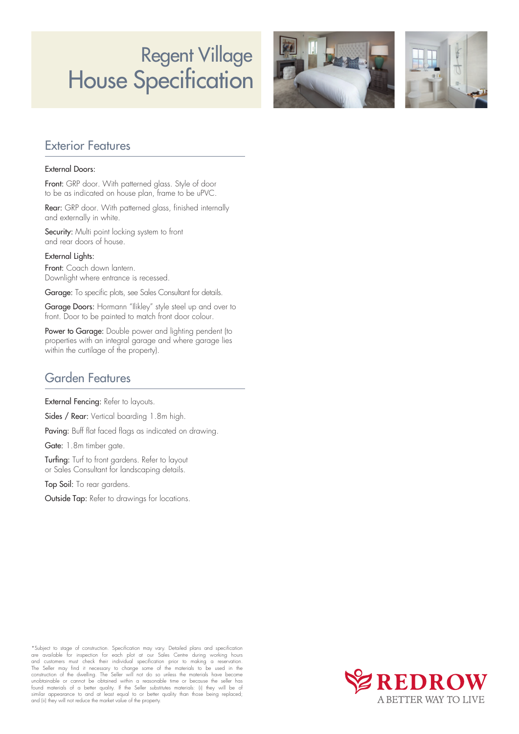# Regent Village House Specification

## Exterior Features

### External Doors:

**Front:** GRP door. With patterned glass. Style of door to be as indicated on house plan, frame to be uPVC.

**Rear:** GRP door. With patterned glass, finished internally and externally in white.

**Security:** Multi point locking system to front and rear doors of house.

### External Lights:

**Front:** Coach down lantern. Downlight where entrance is recessed.

**Garage:** To specific plots, see Sales Consultant for details.

**Garage Doors:** Hormann "Ilikley" style steel up and over to front. Door to be painted to match front door colour.

**Power to Garage:** Double power and lighting pendent (to properties with an integral garage and where garage lies within the curtilage of the property).

## Garden Features

**External Fencing:** Refer to layouts.

**Sides / Rear:** Vertical boarding 1.8m high.

**Paving:** Buff flat faced flags as indicated on drawing.

**Gate:** 1.8m timber gate.

**Turfing:** Turf to front gardens. Refer to layout or Sales Consultant for landscaping details.

**Top Soil:** To rear gardens.

**Outside Tap:** Refer to drawings for locations.

*Subject to stage of construction. Specification may vary. Detailed plans and specification are available for inspection for each plot at our Sales Centre during working hours and customers must check their individual specification prior to making a reservation. The Seller may find it necessary to change some of the materials to be used in the construction of the dwelling. The Seller will not do so unless the materials have become unobtainable or cannot be obtained within a reasonable time or because the seller has found materials of a better quality. If the Seller substitutes materials: (i) they will be of similar appearance to and at least equal to or better quality than those being replaced; and (ii) they will not reduce the market value of the property.

REDROW
A BETTER WAY TO LIVE